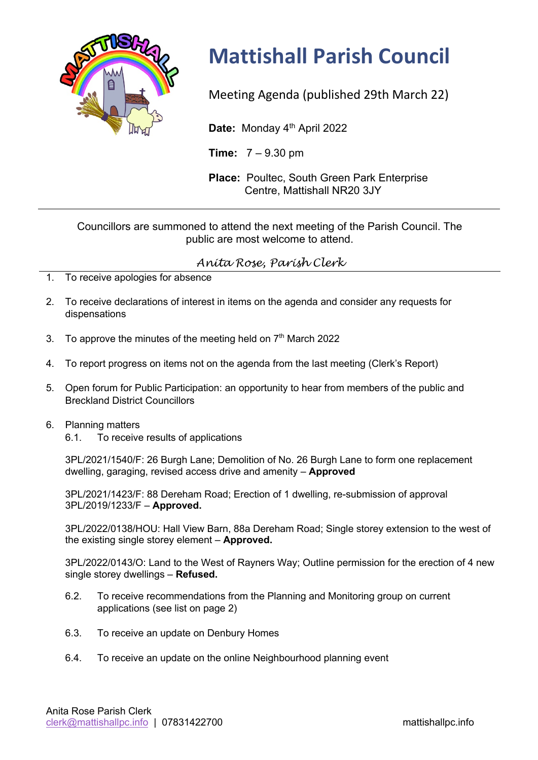# Mattishall Parish Council

Meeting Agenda (published 29th March 22)

**Date:** Monday 4th April 2022

**Time:** 7 – 9.30 pm

**Place:** Poultec, South Green Park Enterprise Centre, Mattishall NR20 3JY

---

Councillors are summoned to attend the next meeting of the Parish Council. The public are most welcome to attend.

*Anita Rose, Parish Clerk*

---

1. To receive apologies for absence

2. To receive declarations of interest in items on the agenda and consider any requests for dispensations

3. To approve the minutes of the meeting held on 7th March 2022

4. To report progress on items not on the agenda from the last meeting (Clerk's Report)

5. Open forum for Public Participation: an opportunity to hear from members of the public and Breckland District Councillors

6. Planning matters
   6.1. To receive results of applications

   3PL/2021/1540/F: 26 Burgh Lane; Demolition of No. 26 Burgh Lane to form one replacement dwelling, garaging, revised access drive and amenity – **Approved**

   3PL/2021/1423/F: 88 Dereham Road; Erection of 1 dwelling, re-submission of approval 3PL/2019/1233/F – **Approved.**

   3PL/2022/0138/HOU: Hall View Barn, 88a Dereham Road; Single storey extension to the west of the existing single storey element – **Approved.**

   3PL/2022/0143/O: Land to the West of Rayners Way; Outline permission for the erection of 4 new single storey dwellings – **Refused.**

   6.2. To receive recommendations from the Planning and Monitoring group on current applications (see list on page 2)

   6.3. To receive an update on Denbury Homes

   6.4. To receive an update on the online Neighbourhood planning event

Anita Rose Parish Clerk
clerk@mattishallpc.info | 07831422700 mattishallpc.info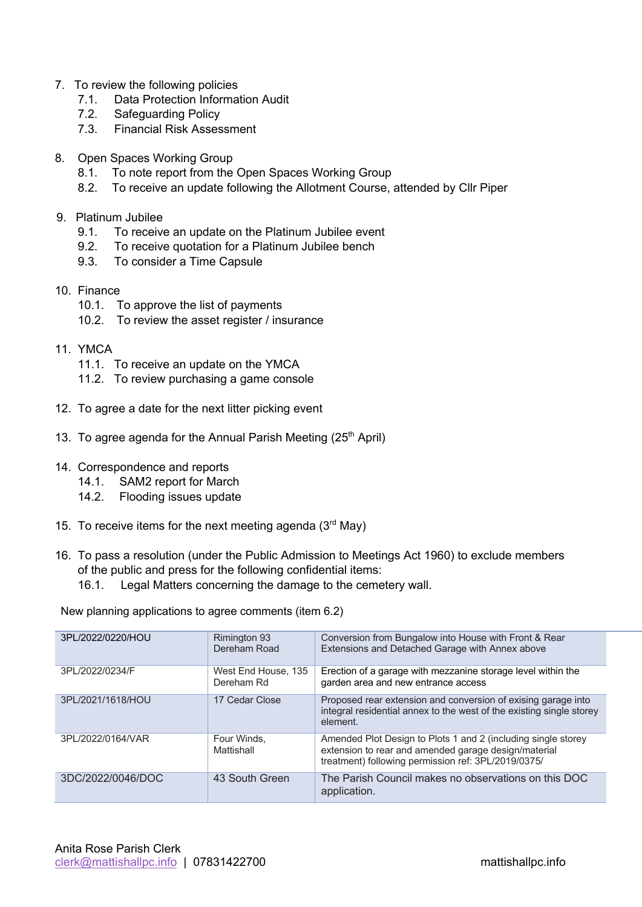7. To review the following policies
   - 7.1. Data Protection Information Audit
   - 7.2. Safeguarding Policy
   - 7.3. Financial Risk Assessment

8. Open Spaces Working Group
   - 8.1. To note report from the Open Spaces Working Group
   - 8.2. To receive an update following the Allotment Course, attended by Cllr Piper

9. Platinum Jubilee
   - 9.1. To receive an update on the Platinum Jubilee event
   - 9.2. To receive quotation for a Platinum Jubilee bench
   - 9.3. To consider a Time Capsule

10. Finance
    - 10.1. To approve the list of payments
    - 10.2. To review the asset register / insurance

11. YMCA
    - 11.1. To receive an update on the YMCA
    - 11.2. To review purchasing a game console

12. To agree a date for the next litter picking event

13. To agree agenda for the Annual Parish Meeting (25th April)

14. Correspondence and reports
    - 14.1. SAM2 report for March
    - 14.2. Flooding issues update

15. To receive items for the next meeting agenda (3rd May)

16. To pass a resolution (under the Public Admission to Meetings Act 1960) to exclude members of the public and press for the following confidential items:
    - 16.1. Legal Matters concerning the damage to the cemetery wall.

New planning applications to agree comments (item 6.2)

| | | |
|---|---|---|
| 3PL/2022/0220/HOU | Rimington 93 Dereham Road | Conversion from Bungalow into House with Front & Rear Extensions and Detached Garage with Annex above |
| 3PL/2022/0234/F | West End House, 135 Dereham Rd | Erection of a garage with mezzanine storage level within the garden area and new entrance access |
| 3PL/2021/1618/HOU | 17 Cedar Close | Proposed rear extension and conversion of exising garage into integral residential annex to the west of the existing single storey element. |
| 3PL/2022/0164/VAR | Four Winds, Mattishall | Amended Plot Design to Plots 1 and 2 (including single storey extension to rear and amended garage design/material treatment) following permission ref: 3PL/2019/0375/ |
| 3DC/2022/0046/DOC | 43 South Green | The Parish Council makes no observations on this DOC application. |

Anita Rose Parish Clerk
clerk@mattishallpc.info | 07831422700 mattishallpc.info